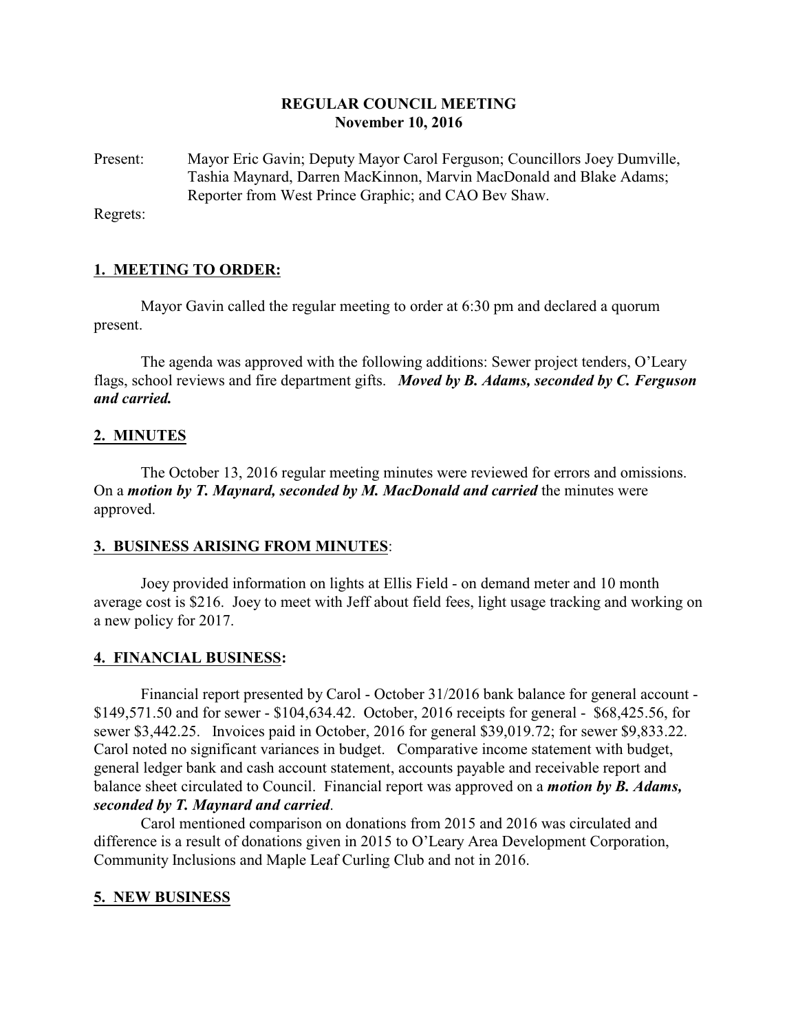**REGULAR COUNCIL MEETING**
**November 10, 2016**

Present: Mayor Eric Gavin; Deputy Mayor Carol Ferguson; Councillors Joey Dumville, Tashia Maynard, Darren MacKinnon, Marvin MacDonald and Blake Adams; Reporter from West Prince Graphic; and CAO Bev Shaw.

Regrets:

## 1. MEETING TO ORDER:

Mayor Gavin called the regular meeting to order at 6:30 pm and declared a quorum present.

The agenda was approved with the following additions: Sewer project tenders, O'Leary flags, school reviews and fire department gifts. ***Moved by B. Adams, seconded by C. Ferguson and carried.***

## 2. MINUTES

The October 13, 2016 regular meeting minutes were reviewed for errors and omissions. On a ***motion by T. Maynard, seconded by M. MacDonald and carried*** the minutes were approved.

## 3. BUSINESS ARISING FROM MINUTES:

Joey provided information on lights at Ellis Field - on demand meter and 10 month average cost is $216. Joey to meet with Jeff about field fees, light usage tracking and working on a new policy for 2017.

## 4. FINANCIAL BUSINESS:

Financial report presented by Carol - October 31/2016 bank balance for general account - $149,571.50 and for sewer - $104,634.42. October, 2016 receipts for general - $68,425.56, for sewer $3,442.25. Invoices paid in October, 2016 for general $39,019.72; for sewer $9,833.22. Carol noted no significant variances in budget. Comparative income statement with budget, general ledger bank and cash account statement, accounts payable and receivable report and balance sheet circulated to Council. Financial report was approved on a ***motion by B. Adams, seconded by T. Maynard and carried***.

Carol mentioned comparison on donations from 2015 and 2016 was circulated and difference is a result of donations given in 2015 to O'Leary Area Development Corporation, Community Inclusions and Maple Leaf Curling Club and not in 2016.

## 5. NEW BUSINESS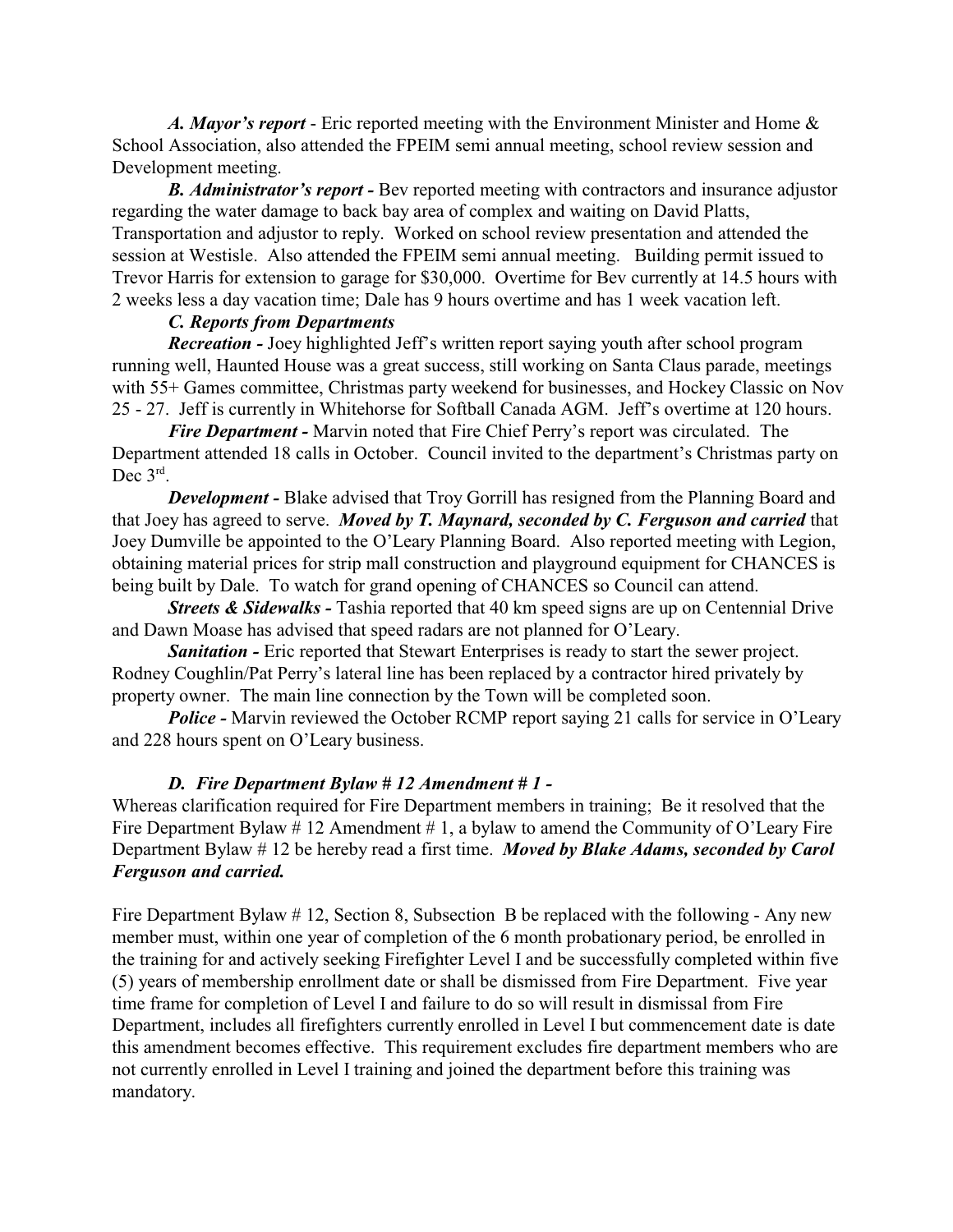*A. Mayor's report* - Eric reported meeting with the Environment Minister and Home & School Association, also attended the FPEIM semi annual meeting, school review session and Development meeting.

*B. Administrator's report -* Bev reported meeting with contractors and insurance adjustor regarding the water damage to back bay area of complex and waiting on David Platts, Transportation and adjustor to reply. Worked on school review presentation and attended the session at Westisle. Also attended the FPEIM semi annual meeting. Building permit issued to Trevor Harris for extension to garage for $30,000. Overtime for Bev currently at 14.5 hours with 2 weeks less a day vacation time; Dale has 9 hours overtime and has 1 week vacation left.

*C. Reports from Departments*

*Recreation -* Joey highlighted Jeff's written report saying youth after school program running well, Haunted House was a great success, still working on Santa Claus parade, meetings with 55+ Games committee, Christmas party weekend for businesses, and Hockey Classic on Nov 25 - 27. Jeff is currently in Whitehorse for Softball Canada AGM. Jeff's overtime at 120 hours.

*Fire Department -* Marvin noted that Fire Chief Perry's report was circulated. The Department attended 18 calls in October. Council invited to the department's Christmas party on Dec 3rd.

*Development -* Blake advised that Troy Gorrill has resigned from the Planning Board and that Joey has agreed to serve. ***Moved by T. Maynard, seconded by C. Ferguson and carried*** that Joey Dumville be appointed to the O'Leary Planning Board. Also reported meeting with Legion, obtaining material prices for strip mall construction and playground equipment for CHANCES is being built by Dale. To watch for grand opening of CHANCES so Council can attend.

*Streets & Sidewalks -* Tashia reported that 40 km speed signs are up on Centennial Drive and Dawn Moase has advised that speed radars are not planned for O'Leary.

*Sanitation -* Eric reported that Stewart Enterprises is ready to start the sewer project. Rodney Coughlin/Pat Perry's lateral line has been replaced by a contractor hired privately by property owner. The main line connection by the Town will be completed soon.

*Police -* Marvin reviewed the October RCMP report saying 21 calls for service in O'Leary and 228 hours spent on O'Leary business.

*D. Fire Department Bylaw # 12 Amendment # 1 -*

Whereas clarification required for Fire Department members in training; Be it resolved that the Fire Department Bylaw # 12 Amendment # 1, a bylaw to amend the Community of O'Leary Fire Department Bylaw # 12 be hereby read a first time. ***Moved by Blake Adams, seconded by Carol Ferguson and carried.***

Fire Department Bylaw # 12, Section 8, Subsection B be replaced with the following - Any new member must, within one year of completion of the 6 month probationary period, be enrolled in the training for and actively seeking Firefighter Level I and be successfully completed within five (5) years of membership enrollment date or shall be dismissed from Fire Department. Five year time frame for completion of Level I and failure to do so will result in dismissal from Fire Department, includes all firefighters currently enrolled in Level I but commencement date is date this amendment becomes effective. This requirement excludes fire department members who are not currently enrolled in Level I training and joined the department before this training was mandatory.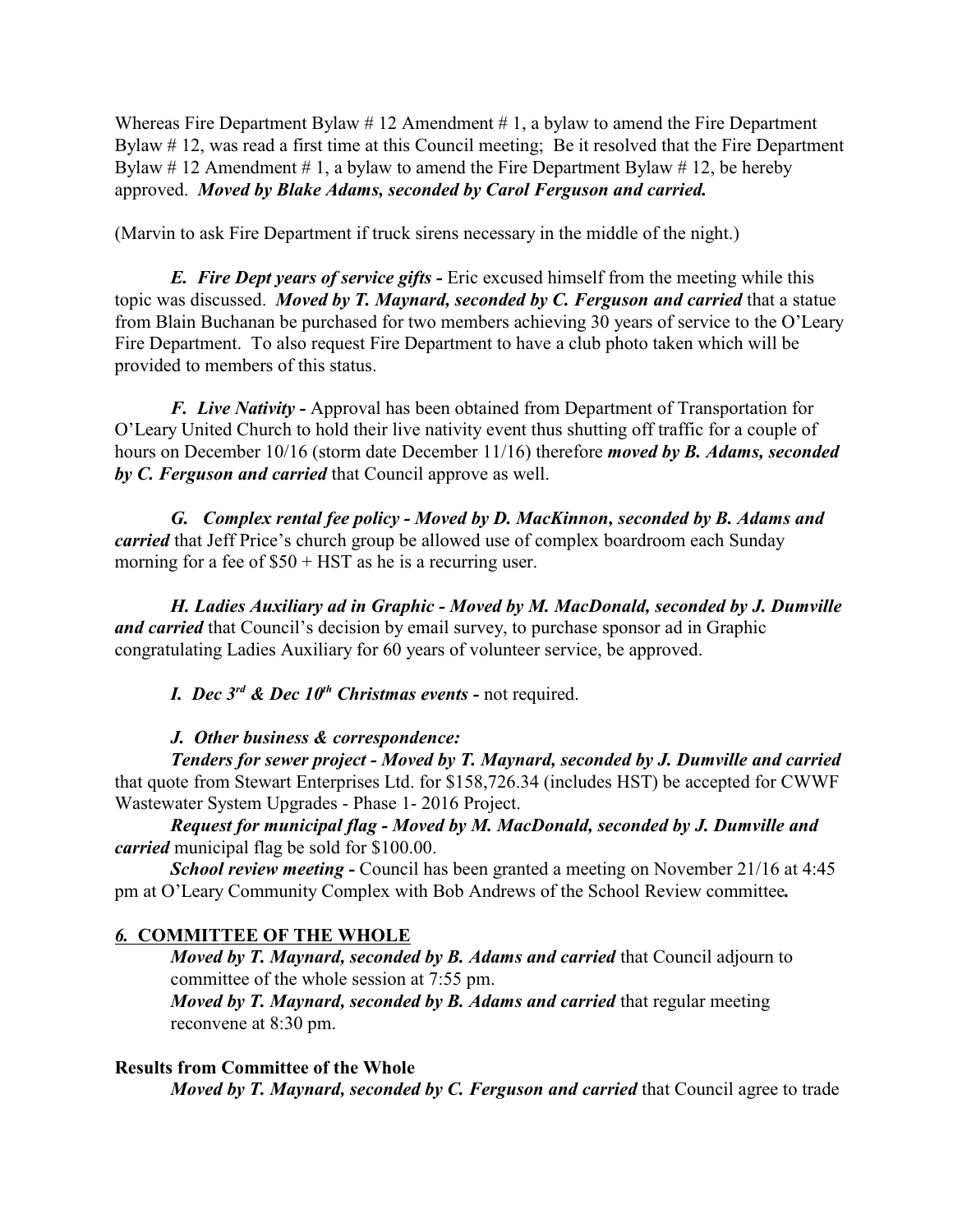Whereas Fire Department Bylaw # 12 Amendment # 1, a bylaw to amend the Fire Department Bylaw # 12, was read a first time at this Council meeting; Be it resolved that the Fire Department Bylaw # 12 Amendment # 1, a bylaw to amend the Fire Department Bylaw # 12, be hereby approved. ***Moved by Blake Adams, seconded by Carol Ferguson and carried.***

(Marvin to ask Fire Department if truck sirens necessary in the middle of the night.)

***E. Fire Dept years of service gifts -*** Eric excused himself from the meeting while this topic was discussed. ***Moved by T. Maynard, seconded by C. Ferguson and carried*** that a statue from Blain Buchanan be purchased for two members achieving 30 years of service to the O'Leary Fire Department. To also request Fire Department to have a club photo taken which will be provided to members of this status.

***F. Live Nativity -*** Approval has been obtained from Department of Transportation for O'Leary United Church to hold their live nativity event thus shutting off traffic for a couple of hours on December 10/16 (storm date December 11/16) therefore ***moved by B. Adams, seconded by C. Ferguson and carried*** that Council approve as well.

***G. Complex rental fee policy - Moved by D. MacKinnon, seconded by B. Adams and carried*** that Jeff Price's church group be allowed use of complex boardroom each Sunday morning for a fee of $50 + HST as he is a recurring user.

***H. Ladies Auxiliary ad in Graphic - Moved by M. MacDonald, seconded by J. Dumville and carried*** that Council's decision by email survey, to purchase sponsor ad in Graphic congratulating Ladies Auxiliary for 60 years of volunteer service, be approved.

***I. Dec 3rd & Dec 10th Christmas events -*** not required.

***J. Other business & correspondence:***

***Tenders for sewer project - Moved by T. Maynard, seconded by J. Dumville and carried*** that quote from Stewart Enterprises Ltd. for $158,726.34 (includes HST) be accepted for CWWF Wastewater System Upgrades - Phase 1- 2016 Project.

***Request for municipal flag - Moved by M. MacDonald, seconded by J. Dumville and carried*** municipal flag be sold for $100.00.

***School review meeting -*** Council has been granted a meeting on November 21/16 at 4:45 pm at O'Leary Community Complex with Bob Andrews of the School Review committee.

## *6.* COMMITTEE OF THE WHOLE

***Moved by T. Maynard, seconded by B. Adams and carried*** that Council adjourn to committee of the whole session at 7:55 pm.

***Moved by T. Maynard, seconded by B. Adams and carried*** that regular meeting reconvene at 8:30 pm.

**Results from Committee of the Whole**

***Moved by T. Maynard, seconded by C. Ferguson and carried*** that Council agree to trade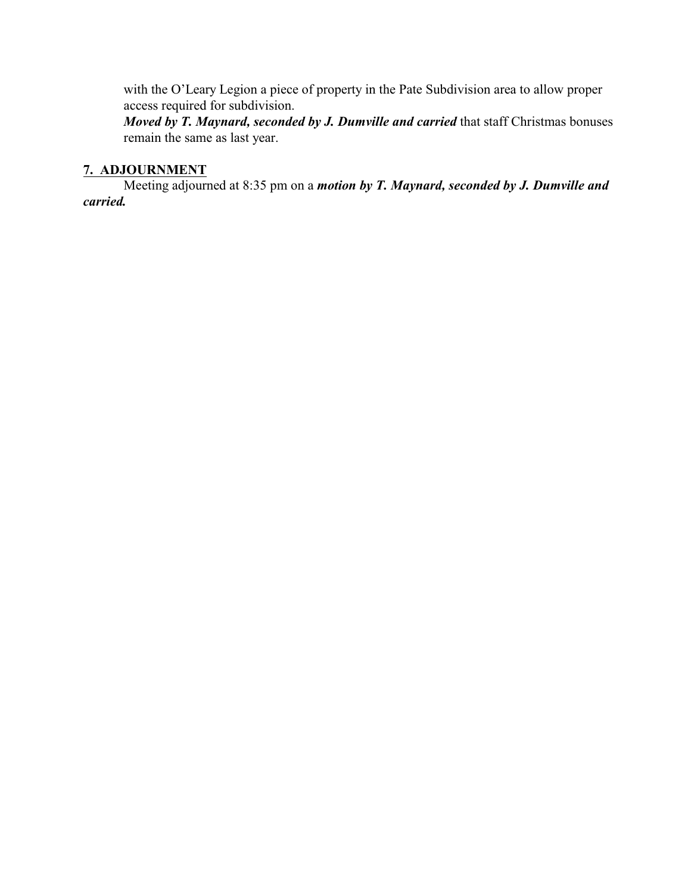with the O'Leary Legion a piece of property in the Pate Subdivision area to allow proper access required for subdivision.

***Moved by T. Maynard, seconded by J. Dumville and carried*** that staff Christmas bonuses remain the same as last year.

## 7. ADJOURNMENT

Meeting adjourned at 8:35 pm on a ***motion by T. Maynard, seconded by J. Dumville and carried.***